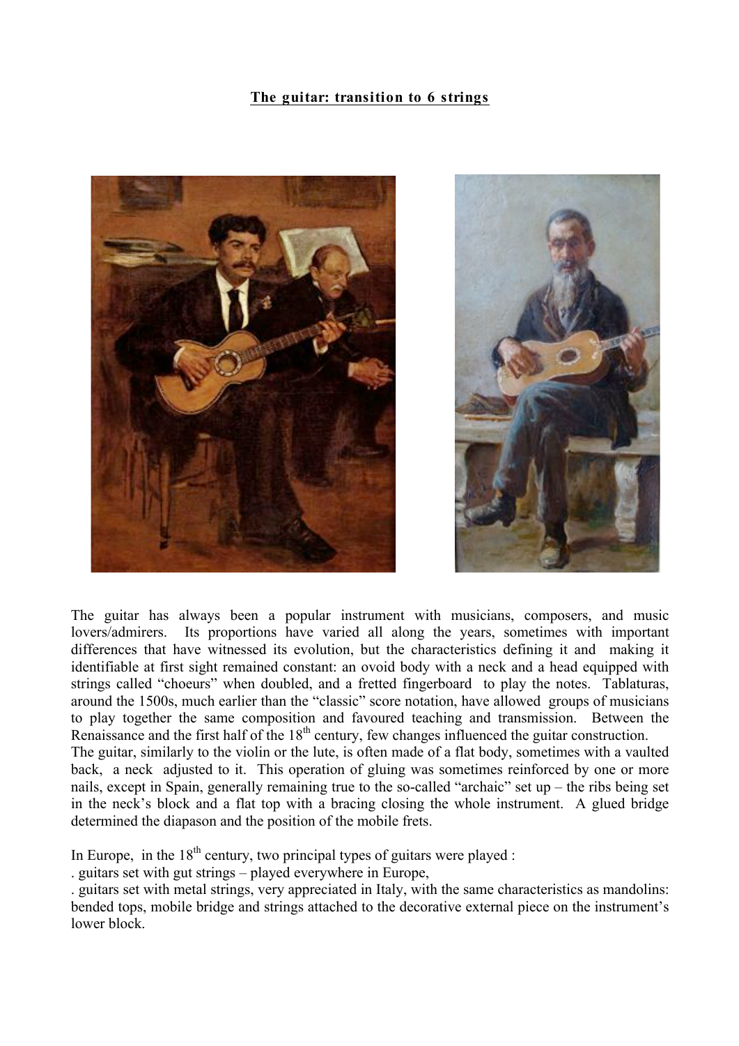# The guitar: transition to 6 strings

The guitar has always been a popular instrument with musicians, composers, and music lovers/admirers. Its proportions have varied all along the years, sometimes with important differences that have witnessed its evolution, but the characteristics defining it and making it identifiable at first sight remained constant: an ovoid body with a neck and a head equipped with strings called "choeurs" when doubled, and a fretted fingerboard to play the notes. Tablaturas, around the 1500s, much earlier than the "classic" score notation, have allowed groups of musicians to play together the same composition and favoured teaching and transmission. Between the Renaissance and the first half of the 18th century, few changes influenced the guitar construction.

The guitar, similarly to the violin or the lute, is often made of a flat body, sometimes with a vaulted back, a neck adjusted to it. This operation of gluing was sometimes reinforced by one or more nails, except in Spain, generally remaining true to the so-called "archaic" set up – the ribs being set in the neck's block and a flat top with a bracing closing the whole instrument. A glued bridge determined the diapason and the position of the mobile frets.

In Europe, in the 18th century, two principal types of guitars were played :

. guitars set with gut strings – played everywhere in Europe,

. guitars set with metal strings, very appreciated in Italy, with the same characteristics as mandolins: bended tops, mobile bridge and strings attached to the decorative external piece on the instrument's lower block.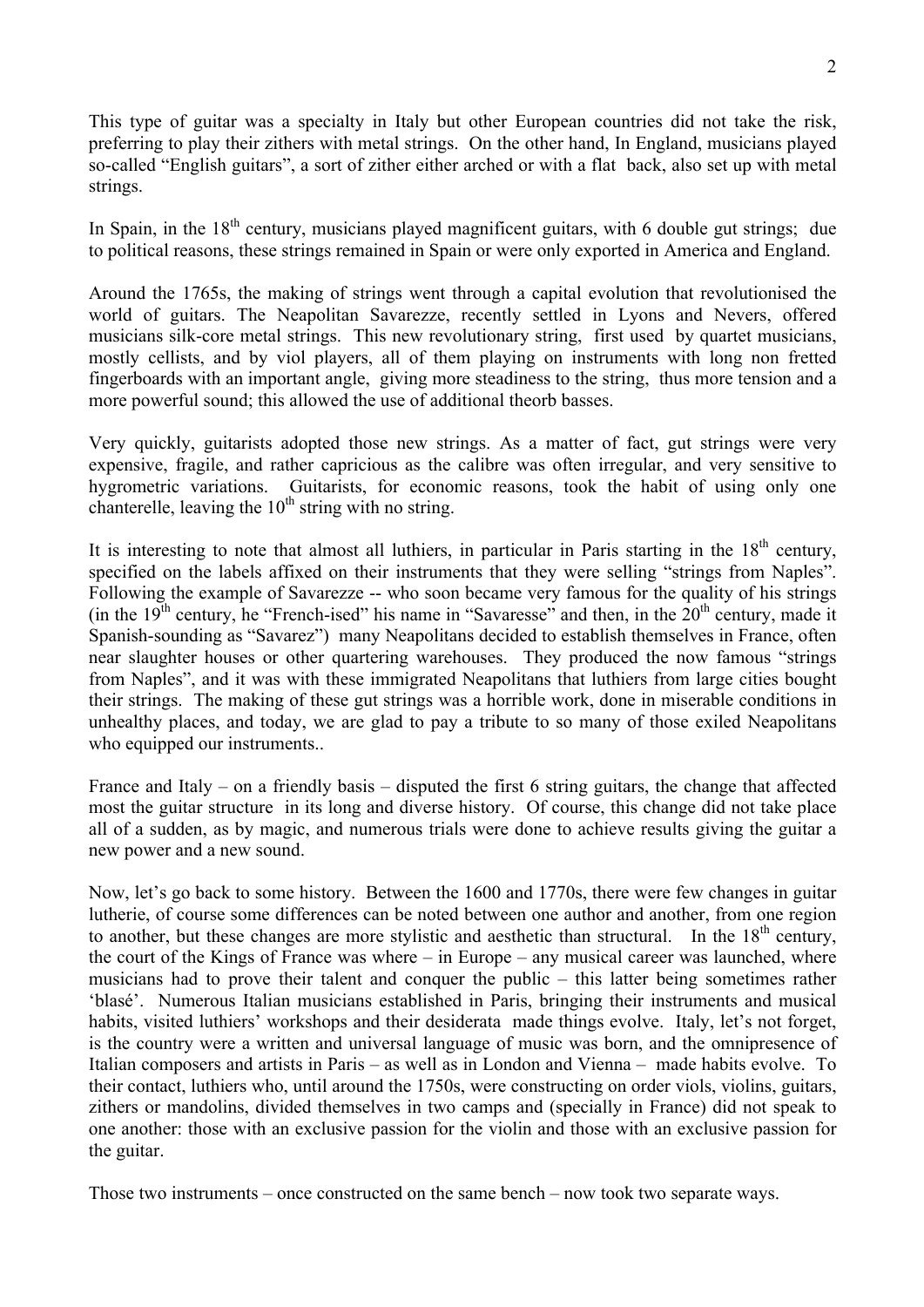This type of guitar was a specialty in Italy but other European countries did not take the risk, preferring to play their zithers with metal strings. On the other hand, In England, musicians played so-called “English guitars”, a sort of zither either arched or with a flat back, also set up with metal strings.

In Spain, in the 18th century, musicians played magnificent guitars, with 6 double gut strings; due to political reasons, these strings remained in Spain or were only exported in America and England.

Around the 1765s, the making of strings went through a capital evolution that revolutionised the world of guitars. The Neapolitan Savarezze, recently settled in Lyons and Nevers, offered musicians silk-core metal strings. This new revolutionary string, first used by quartet musicians, mostly cellists, and by viol players, all of them playing on instruments with long non fretted fingerboards with an important angle, giving more steadiness to the string, thus more tension and a more powerful sound; this allowed the use of additional theorb basses.

Very quickly, guitarists adopted those new strings. As a matter of fact, gut strings were very expensive, fragile, and rather capricious as the calibre was often irregular, and very sensitive to hygrometric variations. Guitarists, for economic reasons, took the habit of using only one chanterelle, leaving the 10th string with no string.

It is interesting to note that almost all luthiers, in particular in Paris starting in the 18th century, specified on the labels affixed on their instruments that they were selling “strings from Naples”. Following the example of Savarezze -- who soon became very famous for the quality of his strings (in the 19th century, he “French-ised” his name in “Savaresse” and then, in the 20th century, made it Spanish-sounding as “Savarez”) many Neapolitans decided to establish themselves in France, often near slaughter houses or other quartering warehouses. They produced the now famous “strings from Naples”, and it was with these immigrated Neapolitans that luthiers from large cities bought their strings. The making of these gut strings was a horrible work, done in miserable conditions in unhealthy places, and today, we are glad to pay a tribute to so many of those exiled Neapolitans who equipped our instruments..

France and Italy – on a friendly basis – disputed the first 6 string guitars, the change that affected most the guitar structure in its long and diverse history. Of course, this change did not take place all of a sudden, as by magic, and numerous trials were done to achieve results giving the guitar a new power and a new sound.

Now, let’s go back to some history. Between the 1600 and 1770s, there were few changes in guitar lutherie, of course some differences can be noted between one author and another, from one region to another, but these changes are more stylistic and aesthetic than structural. In the 18th century, the court of the Kings of France was where – in Europe – any musical career was launched, where musicians had to prove their talent and conquer the public – this latter being sometimes rather ‘blasé’. Numerous Italian musicians established in Paris, bringing their instruments and musical habits, visited luthiers’ workshops and their desiderata made things evolve. Italy, let’s not forget, is the country were a written and universal language of music was born, and the omnipresence of Italian composers and artists in Paris – as well as in London and Vienna – made habits evolve. To their contact, luthiers who, until around the 1750s, were constructing on order viols, violins, guitars, zithers or mandolins, divided themselves in two camps and (specially in France) did not speak to one another: those with an exclusive passion for the violin and those with an exclusive passion for the guitar.

Those two instruments – once constructed on the same bench – now took two separate ways.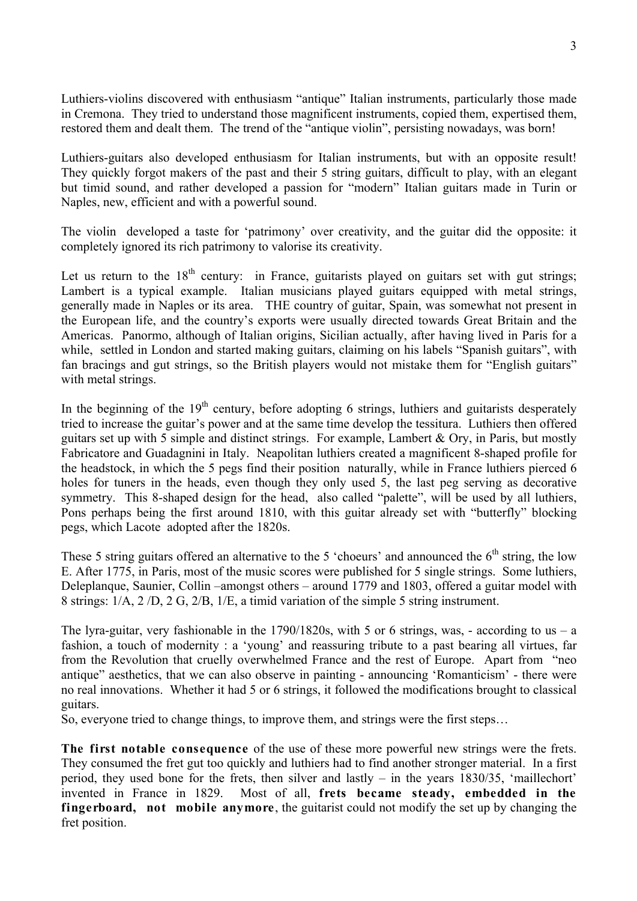Luthiers-violins discovered with enthusiasm "antique" Italian instruments, particularly those made in Cremona. They tried to understand those magnificent instruments, copied them, expertised them, restored them and dealt them. The trend of the "antique violin", persisting nowadays, was born!

Luthiers-guitars also developed enthusiasm for Italian instruments, but with an opposite result! They quickly forgot makers of the past and their 5 string guitars, difficult to play, with an elegant but timid sound, and rather developed a passion for "modern" Italian guitars made in Turin or Naples, new, efficient and with a powerful sound.

The violin developed a taste for 'patrimony' over creativity, and the guitar did the opposite: it completely ignored its rich patrimony to valorise its creativity.

Let us return to the 18th century: in France, guitarists played on guitars set with gut strings; Lambert is a typical example. Italian musicians played guitars equipped with metal strings, generally made in Naples or its area. THE country of guitar, Spain, was somewhat not present in the European life, and the country's exports were usually directed towards Great Britain and the Americas. Panormo, although of Italian origins, Sicilian actually, after having lived in Paris for a while, settled in London and started making guitars, claiming on his labels "Spanish guitars", with fan bracings and gut strings, so the British players would not mistake them for "English guitars" with metal strings.

In the beginning of the 19th century, before adopting 6 strings, luthiers and guitarists desperately tried to increase the guitar's power and at the same time develop the tessitura. Luthiers then offered guitars set up with 5 simple and distinct strings. For example, Lambert & Ory, in Paris, but mostly Fabricatore and Guadagnini in Italy. Neapolitan luthiers created a magnificent 8-shaped profile for the headstock, in which the 5 pegs find their position naturally, while in France luthiers pierced 6 holes for tuners in the heads, even though they only used 5, the last peg serving as decorative symmetry. This 8-shaped design for the head, also called "palette", will be used by all luthiers, Pons perhaps being the first around 1810, with this guitar already set with "butterfly" blocking pegs, which Lacote adopted after the 1820s.

These 5 string guitars offered an alternative to the 5 'choeurs' and announced the 6th string, the low E. After 1775, in Paris, most of the music scores were published for 5 single strings. Some luthiers, Deleplanque, Saunier, Collin –amongst others – around 1779 and 1803, offered a guitar model with 8 strings: 1/A, 2 /D, 2 G, 2/B, 1/E, a timid variation of the simple 5 string instrument.

The lyra-guitar, very fashionable in the 1790/1820s, with 5 or 6 strings, was, - according to us – a fashion, a touch of modernity : a 'young' and reassuring tribute to a past bearing all virtues, far from the Revolution that cruelly overwhelmed France and the rest of Europe. Apart from "neo antique" aesthetics, that we can also observe in painting - announcing 'Romanticism' - there were no real innovations. Whether it had 5 or 6 strings, it followed the modifications brought to classical guitars.
So, everyone tried to change things, to improve them, and strings were the first steps…

**The first notable consequence** of the use of these more powerful new strings were the frets. They consumed the fret gut too quickly and luthiers had to find another stronger material. In a first period, they used bone for the frets, then silver and lastly – in the years 1830/35, 'maillechort' invented in France in 1829. Most of all, **frets became steady, embedded in the fingerboard, not mobile anymore**, the guitarist could not modify the set up by changing the fret position.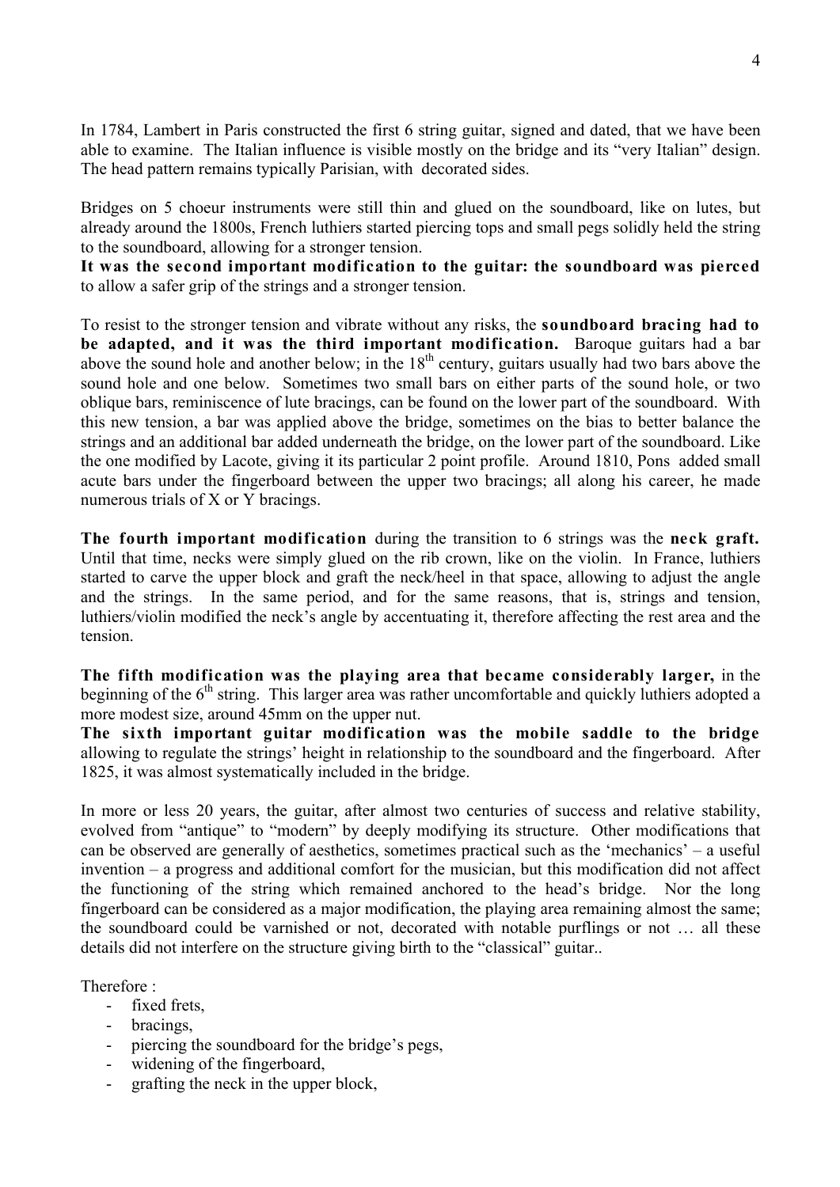In 1784, Lambert in Paris constructed the first 6 string guitar, signed and dated, that we have been able to examine. The Italian influence is visible mostly on the bridge and its "very Italian" design. The head pattern remains typically Parisian, with decorated sides.

Bridges on 5 choeur instruments were still thin and glued on the soundboard, like on lutes, but already around the 1800s, French luthiers started piercing tops and small pegs solidly held the string to the soundboard, allowing for a stronger tension.

**It was the second important modification to the guitar: the soundboard was pierced** to allow a safer grip of the strings and a stronger tension.

To resist to the stronger tension and vibrate without any risks, the **soundboard bracing had to be adapted, and it was the third important modification.** Baroque guitars had a bar above the sound hole and another below; in the 18th century, guitars usually had two bars above the sound hole and one below. Sometimes two small bars on either parts of the sound hole, or two oblique bars, reminiscence of lute bracings, can be found on the lower part of the soundboard. With this new tension, a bar was applied above the bridge, sometimes on the bias to better balance the strings and an additional bar added underneath the bridge, on the lower part of the soundboard. Like the one modified by Lacote, giving it its particular 2 point profile. Around 1810, Pons added small acute bars under the fingerboard between the upper two bracings; all along his career, he made numerous trials of X or Y bracings.

**The fourth important modification** during the transition to 6 strings was the **neck graft.** Until that time, necks were simply glued on the rib crown, like on the violin. In France, luthiers started to carve the upper block and graft the neck/heel in that space, allowing to adjust the angle and the strings. In the same period, and for the same reasons, that is, strings and tension, luthiers/violin modified the neck's angle by accentuating it, therefore affecting the rest area and the tension.

**The fifth modification was the playing area that became considerably larger,** in the beginning of the 6th string. This larger area was rather uncomfortable and quickly luthiers adopted a more modest size, around 45mm on the upper nut.

**The sixth important guitar modification was the mobile saddle to the bridge** allowing to regulate the strings' height in relationship to the soundboard and the fingerboard. After 1825, it was almost systematically included in the bridge.

In more or less 20 years, the guitar, after almost two centuries of success and relative stability, evolved from "antique" to "modern" by deeply modifying its structure. Other modifications that can be observed are generally of aesthetics, sometimes practical such as the 'mechanics' – a useful invention – a progress and additional comfort for the musician, but this modification did not affect the functioning of the string which remained anchored to the head's bridge. Nor the long fingerboard can be considered as a major modification, the playing area remaining almost the same; the soundboard could be varnished or not, decorated with notable purflings or not … all these details did not interfere on the structure giving birth to the "classical" guitar..

Therefore :

- fixed frets,
- bracings,
- piercing the soundboard for the bridge's pegs,
- widening of the fingerboard,
- grafting the neck in the upper block,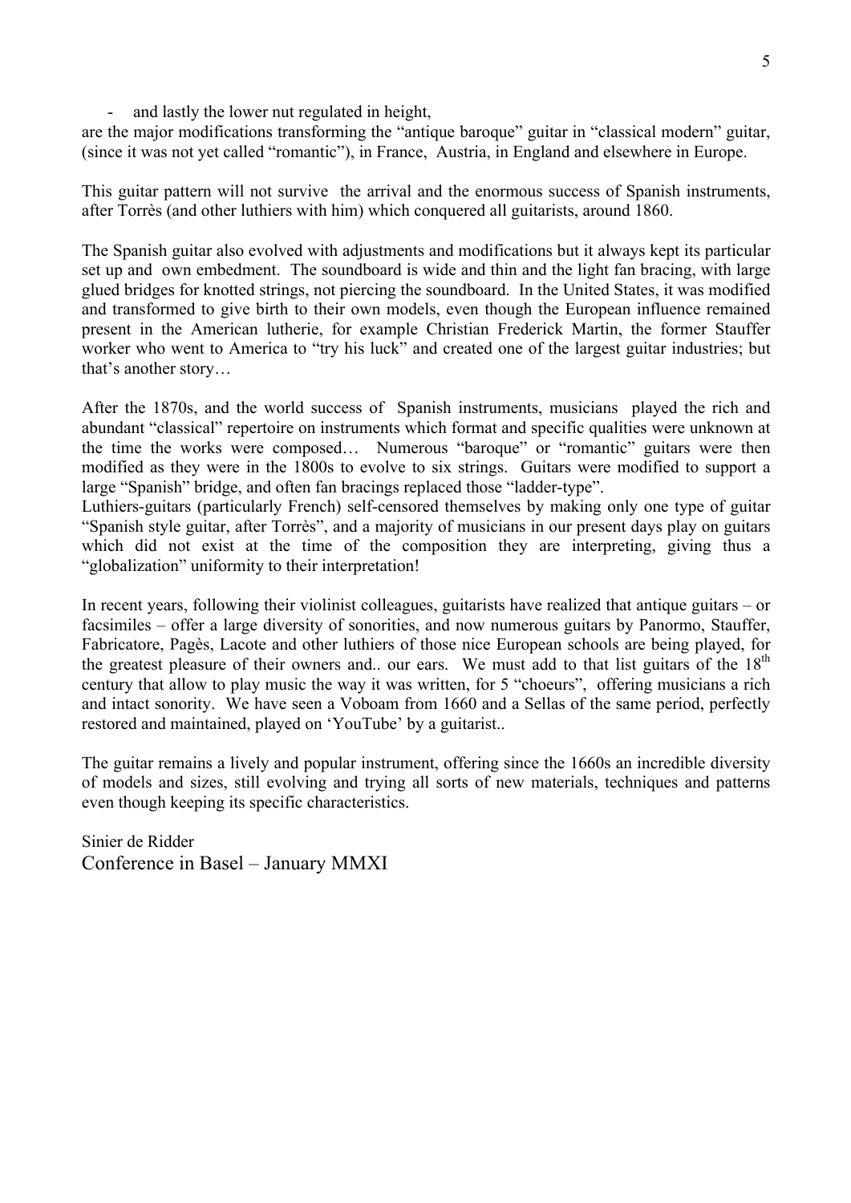- and lastly the lower nut regulated in height,

are the major modifications transforming the “antique baroque” guitar in “classical modern” guitar, (since it was not yet called “romantic”), in France, Austria, in England and elsewhere in Europe.

This guitar pattern will not survive the arrival and the enormous success of Spanish instruments, after Torrès (and other luthiers with him) which conquered all guitarists, around 1860.

The Spanish guitar also evolved with adjustments and modifications but it always kept its particular set up and own embedment. The soundboard is wide and thin and the light fan bracing, with large glued bridges for knotted strings, not piercing the soundboard. In the United States, it was modified and transformed to give birth to their own models, even though the European influence remained present in the American lutherie, for example Christian Frederick Martin, the former Stauffer worker who went to America to “try his luck” and created one of the largest guitar industries; but that’s another story…

After the 1870s, and the world success of Spanish instruments, musicians played the rich and abundant “classical” repertoire on instruments which format and specific qualities were unknown at the time the works were composed… Numerous “baroque” or “romantic” guitars were then modified as they were in the 1800s to evolve to six strings. Guitars were modified to support a large “Spanish” bridge, and often fan bracings replaced those “ladder-type”.

Luthiers-guitars (particularly French) self-censored themselves by making only one type of guitar “Spanish style guitar, after Torrès”, and a majority of musicians in our present days play on guitars which did not exist at the time of the composition they are interpreting, giving thus a “globalization” uniformity to their interpretation!

In recent years, following their violinist colleagues, guitarists have realized that antique guitars – or facsimiles – offer a large diversity of sonorities, and now numerous guitars by Panormo, Stauffer, Fabricatore, Pagès, Lacote and other luthiers of those nice European schools are being played, for the greatest pleasure of their owners and.. our ears. We must add to that list guitars of the 18th century that allow to play music the way it was written, for 5 “choeurs”, offering musicians a rich and intact sonority. We have seen a Voboam from 1660 and a Sellas of the same period, perfectly restored and maintained, played on ‘YouTube’ by a guitarist..

The guitar remains a lively and popular instrument, offering since the 1660s an incredible diversity of models and sizes, still evolving and trying all sorts of new materials, techniques and patterns even though keeping its specific characteristics.

Sinier de Ridder
Conference in Basel – January MMXI